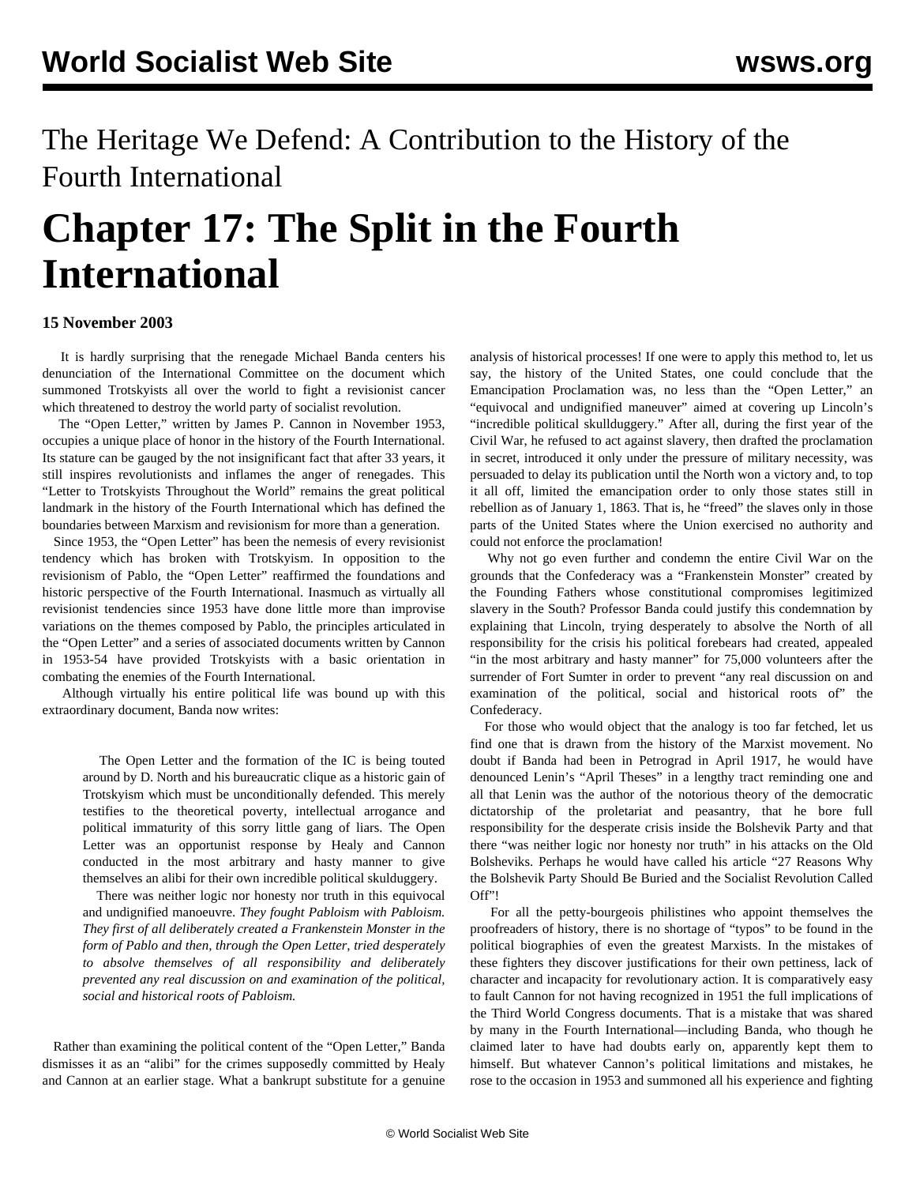# The Heritage We Defend: A Contribution to the History of the Fourth International

# Chapter 17: The Split in the Fourth International

**15 November 2003**

It is hardly surprising that the renegade Michael Banda centers his denunciation of the International Committee on the document which summoned Trotskyists all over the world to fight a revisionist cancer which threatened to destroy the world party of socialist revolution.

The "Open Letter," written by James P. Cannon in November 1953, occupies a unique place of honor in the history of the Fourth International. Its stature can be gauged by the not insignificant fact that after 33 years, it still inspires revolutionists and inflames the anger of renegades. This "Letter to Trotskyists Throughout the World" remains the great political landmark in the history of the Fourth International which has defined the boundaries between Marxism and revisionism for more than a generation.

Since 1953, the "Open Letter" has been the nemesis of every revisionist tendency which has broken with Trotskyism. In opposition to the revisionism of Pablo, the "Open Letter" reaffirmed the foundations and historic perspective of the Fourth International. Inasmuch as virtually all revisionist tendencies since 1953 have done little more than improvise variations on the themes composed by Pablo, the principles articulated in the "Open Letter" and a series of associated documents written by Cannon in 1953-54 have provided Trotskyists with a basic orientation in combating the enemies of the Fourth International.

Although virtually his entire political life was bound up with this extraordinary document, Banda now writes:

> The Open Letter and the formation of the IC is being touted around by D. North and his bureaucratic clique as a historic gain of Trotskyism which must be unconditionally defended. This merely testifies to the theoretical poverty, intellectual arrogance and political immaturity of this sorry little gang of liars. The Open Letter was an opportunist response by Healy and Cannon conducted in the most arbitrary and hasty manner to give themselves an alibi for their own incredible political skulduggery.
>
> There was neither logic nor honesty nor truth in this equivocal and undignified manoeuvre. *They fought Pabloism with Pabloism. They first of all deliberately created a Frankenstein Monster in the form of Pablo and then, through the Open Letter, tried desperately to absolve themselves of all responsibility and deliberately prevented any real discussion on and examination of the political, social and historical roots of Pabloism.*

Rather than examining the political content of the "Open Letter," Banda dismisses it as an "alibi" for the crimes supposedly committed by Healy and Cannon at an earlier stage. What a bankrupt substitute for a genuine analysis of historical processes! If one were to apply this method to, let us say, the history of the United States, one could conclude that the Emancipation Proclamation was, no less than the "Open Letter," an "equivocal and undignified maneuver" aimed at covering up Lincoln's "incredible political skullduggery." After all, during the first year of the Civil War, he refused to act against slavery, then drafted the proclamation in secret, introduced it only under the pressure of military necessity, was persuaded to delay its publication until the North won a victory and, to top it all off, limited the emancipation order to only those states still in rebellion as of January 1, 1863. That is, he "freed" the slaves only in those parts of the United States where the Union exercised no authority and could not enforce the proclamation!

Why not go even further and condemn the entire Civil War on the grounds that the Confederacy was a "Frankenstein Monster" created by the Founding Fathers whose constitutional compromises legitimized slavery in the South? Professor Banda could justify this condemnation by explaining that Lincoln, trying desperately to absolve the North of all responsibility for the crisis his political forebears had created, appealed "in the most arbitrary and hasty manner" for 75,000 volunteers after the surrender of Fort Sumter in order to prevent "any real discussion on and examination of the political, social and historical roots of" the Confederacy.

For those who would object that the analogy is too far fetched, let us find one that is drawn from the history of the Marxist movement. No doubt if Banda had been in Petrograd in April 1917, he would have denounced Lenin's "April Theses" in a lengthy tract reminding one and all that Lenin was the author of the notorious theory of the democratic dictatorship of the proletariat and peasantry, that he bore full responsibility for the desperate crisis inside the Bolshevik Party and that there "was neither logic nor honesty nor truth" in his attacks on the Old Bolsheviks. Perhaps he would have called his article "27 Reasons Why the Bolshevik Party Should Be Buried and the Socialist Revolution Called Off"!

For all the petty-bourgeois philistines who appoint themselves the proofreaders of history, there is no shortage of "typos" to be found in the political biographies of even the greatest Marxists. In the mistakes of these fighters they discover justifications for their own pettiness, lack of character and incapacity for revolutionary action. It is comparatively easy to fault Cannon for not having recognized in 1951 the full implications of the Third World Congress documents. That is a mistake that was shared by many in the Fourth International—including Banda, who though he claimed later to have had doubts early on, apparently kept them to himself. But whatever Cannon's political limitations and mistakes, he rose to the occasion in 1953 and summoned all his experience and fighting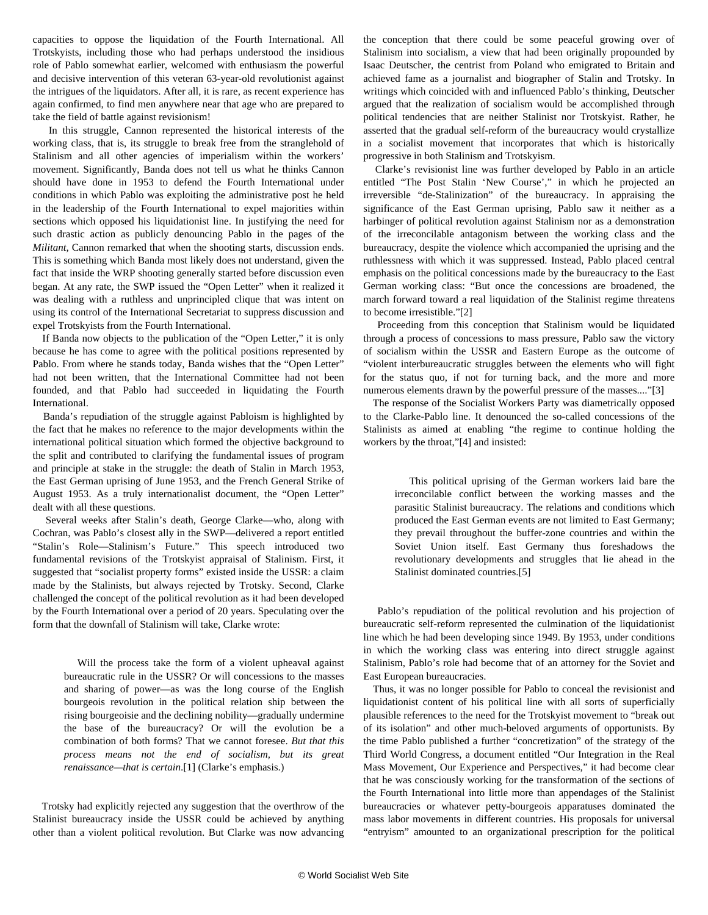capacities to oppose the liquidation of the Fourth International. All Trotskyists, including those who had perhaps understood the insidious role of Pablo somewhat earlier, welcomed with enthusiasm the powerful and decisive intervention of this veteran 63-year-old revolutionist against the intrigues of the liquidators. After all, it is rare, as recent experience has again confirmed, to find men anywhere near that age who are prepared to take the field of battle against revisionism!

In this struggle, Cannon represented the historical interests of the working class, that is, its struggle to break free from the stranglehold of Stalinism and all other agencies of imperialism within the workers' movement. Significantly, Banda does not tell us what he thinks Cannon should have done in 1953 to defend the Fourth International under conditions in which Pablo was exploiting the administrative post he held in the leadership of the Fourth International to expel majorities within sections which opposed his liquidationist line. In justifying the need for such drastic action as publicly denouncing Pablo in the pages of the *Militant*, Cannon remarked that when the shooting starts, discussion ends. This is something which Banda most likely does not understand, given the fact that inside the WRP shooting generally started before discussion even began. At any rate, the SWP issued the "Open Letter" when it realized it was dealing with a ruthless and unprincipled clique that was intent on using its control of the International Secretariat to suppress discussion and expel Trotskyists from the Fourth International.

If Banda now objects to the publication of the "Open Letter," it is only because he has come to agree with the political positions represented by Pablo. From where he stands today, Banda wishes that the "Open Letter" had not been written, that the International Committee had not been founded, and that Pablo had succeeded in liquidating the Fourth International.

Banda's repudiation of the struggle against Pabloism is highlighted by the fact that he makes no reference to the major developments within the international political situation which formed the objective background to the split and contributed to clarifying the fundamental issues of program and principle at stake in the struggle: the death of Stalin in March 1953, the East German uprising of June 1953, and the French General Strike of August 1953. As a truly internationalist document, the "Open Letter" dealt with all these questions.

Several weeks after Stalin's death, George Clarke—who, along with Cochran, was Pablo's closest ally in the SWP—delivered a report entitled "Stalin's Role—Stalinism's Future." This speech introduced two fundamental revisions of the Trotskyist appraisal of Stalinism. First, it suggested that "socialist property forms" existed inside the USSR: a claim made by the Stalinists, but always rejected by Trotsky. Second, Clarke challenged the concept of the political revolution as it had been developed by the Fourth International over a period of 20 years. Speculating over the form that the downfall of Stalinism will take, Clarke wrote:

> Will the process take the form of a violent upheaval against bureaucratic rule in the USSR? Or will concessions to the masses and sharing of power—as was the long course of the English bourgeois revolution in the political relation ship between the rising bourgeoisie and the declining nobility—gradually undermine the base of the bureaucracy? Or will the evolution be a combination of both forms? That we cannot foresee. *But that this process means not the end of socialism, but its great renaissance—that is certain*.[1] (Clarke's emphasis.)

Trotsky had explicitly rejected any suggestion that the overthrow of the Stalinist bureaucracy inside the USSR could be achieved by anything other than a violent political revolution. But Clarke was now advancing the conception that there could be some peaceful growing over of Stalinism into socialism, a view that had been originally propounded by Isaac Deutscher, the centrist from Poland who emigrated to Britain and achieved fame as a journalist and biographer of Stalin and Trotsky. In writings which coincided with and influenced Pablo's thinking, Deutscher argued that the realization of socialism would be accomplished through political tendencies that are neither Stalinist nor Trotskyist. Rather, he asserted that the gradual self-reform of the bureaucracy would crystallize in a socialist movement that incorporates that which is historically progressive in both Stalinism and Trotskyism.

Clarke's revisionist line was further developed by Pablo in an article entitled "The Post Stalin 'New Course'," in which he projected an irreversible "de-Stalinization" of the bureaucracy. In appraising the significance of the East German uprising, Pablo saw it neither as a harbinger of political revolution against Stalinism nor as a demonstration of the irreconcilable antagonism between the working class and the bureaucracy, despite the violence which accompanied the uprising and the ruthlessness with which it was suppressed. Instead, Pablo placed central emphasis on the political concessions made by the bureaucracy to the East German working class: "But once the concessions are broadened, the march forward toward a real liquidation of the Stalinist regime threatens to become irresistible."[2]

Proceeding from this conception that Stalinism would be liquidated through a process of concessions to mass pressure, Pablo saw the victory of socialism within the USSR and Eastern Europe as the outcome of "violent interbureaucratic struggles between the elements who will fight for the status quo, if not for turning back, and the more and more numerous elements drawn by the powerful pressure of the masses...."[3]

The response of the Socialist Workers Party was diametrically opposed to the Clarke-Pablo line. It denounced the so-called concessions of the Stalinists as aimed at enabling "the regime to continue holding the workers by the throat,"[4] and insisted:

> This political uprising of the German workers laid bare the irreconcilable conflict between the working masses and the parasitic Stalinist bureaucracy. The relations and conditions which produced the East German events are not limited to East Germany; they prevail throughout the buffer-zone countries and within the Soviet Union itself. East Germany thus foreshadows the revolutionary developments and struggles that lie ahead in the Stalinist dominated countries.[5]

Pablo's repudiation of the political revolution and his projection of bureaucratic self-reform represented the culmination of the liquidationist line which he had been developing since 1949. By 1953, under conditions in which the working class was entering into direct struggle against Stalinism, Pablo's role had become that of an attorney for the Soviet and East European bureaucracies.

Thus, it was no longer possible for Pablo to conceal the revisionist and liquidationist content of his political line with all sorts of superficially plausible references to the need for the Trotskyist movement to "break out of its isolation" and other much-beloved arguments of opportunists. By the time Pablo published a further "concretization" of the strategy of the Third World Congress, a document entitled "Our Integration in the Real Mass Movement, Our Experience and Perspectives," it had become clear that he was consciously working for the transformation of the sections of the Fourth International into little more than appendages of the Stalinist bureaucracies or whatever petty-bourgeois apparatuses dominated the mass labor movements in different countries. His proposals for universal "entryism" amounted to an organizational prescription for the political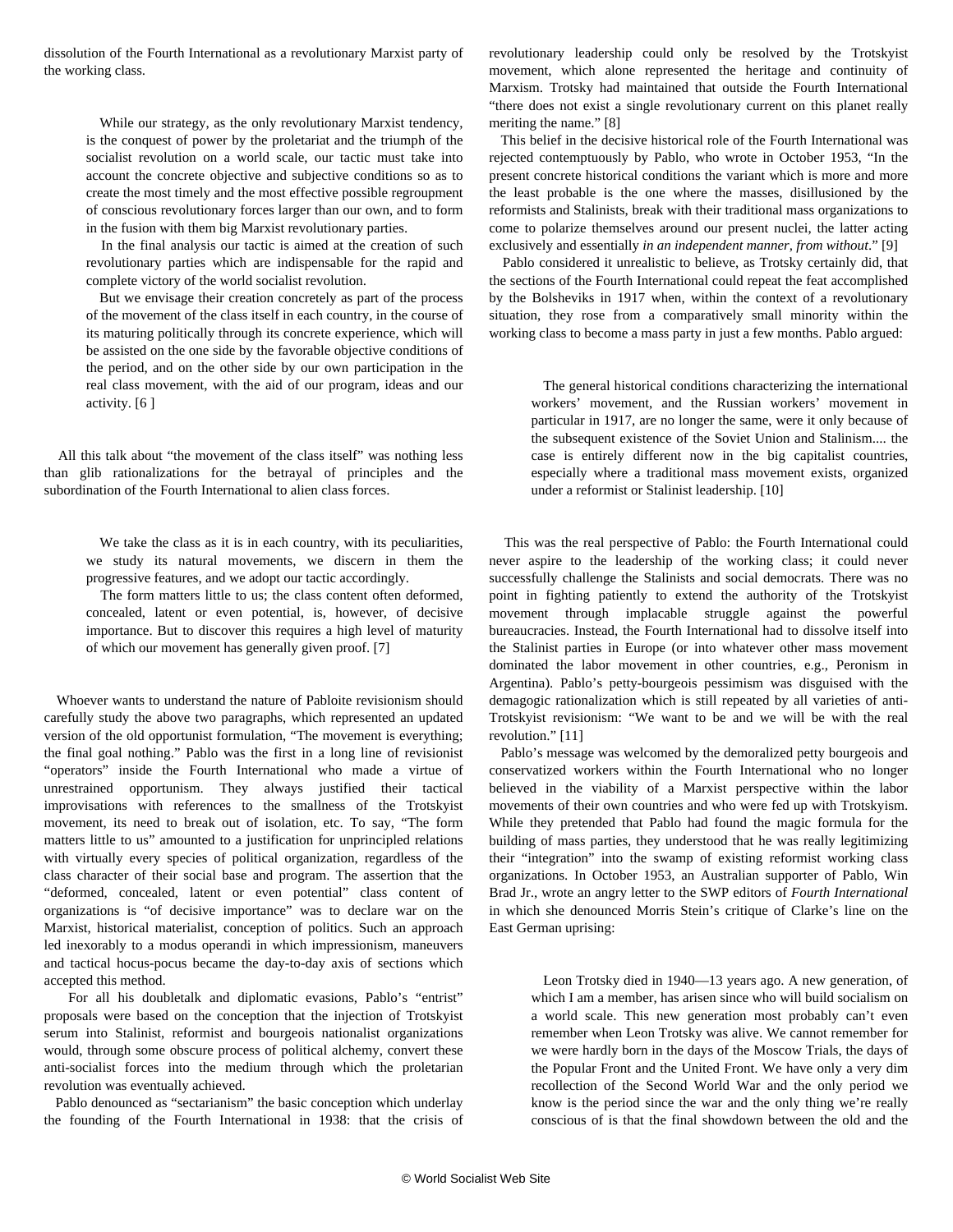dissolution of the Fourth International as a revolutionary Marxist party of the working class.

> While our strategy, as the only revolutionary Marxist tendency, is the conquest of power by the proletariat and the triumph of the socialist revolution on a world scale, our tactic must take into account the concrete objective and subjective conditions so as to create the most timely and the most effective possible regroupment of conscious revolutionary forces larger than our own, and to form in the fusion with them big Marxist revolutionary parties.
>
> In the final analysis our tactic is aimed at the creation of such revolutionary parties which are indispensable for the rapid and complete victory of the world socialist revolution.
>
> But we envisage their creation concretely as part of the process of the movement of the class itself in each country, in the course of its maturing politically through its concrete experience, which will be assisted on the one side by the favorable objective conditions of the period, and on the other side by our own participation in the real class movement, with the aid of our program, ideas and our activity. [6 ]

All this talk about "the movement of the class itself" was nothing less than glib rationalizations for the betrayal of principles and the subordination of the Fourth International to alien class forces.

> We take the class as it is in each country, with its peculiarities, we study its natural movements, we discern in them the progressive features, and we adopt our tactic accordingly.
>
> The form matters little to us; the class content often deformed, concealed, latent or even potential, is, however, of decisive importance. But to discover this requires a high level of maturity of which our movement has generally given proof. [7]

Whoever wants to understand the nature of Pabloite revisionism should carefully study the above two paragraphs, which represented an updated version of the old opportunist formulation, "The movement is everything; the final goal nothing." Pablo was the first in a long line of revisionist "operators" inside the Fourth International who made a virtue of unrestrained opportunism. They always justified their tactical improvisations with references to the smallness of the Trotskyist movement, its need to break out of isolation, etc. To say, "The form matters little to us" amounted to a justification for unprincipled relations with virtually every species of political organization, regardless of the class character of their social base and program. The assertion that the "deformed, concealed, latent or even potential" class content of organizations is "of decisive importance" was to declare war on the Marxist, historical materialist, conception of politics. Such an approach led inexorably to a modus operandi in which impressionism, maneuvers and tactical hocus-pocus became the day-to-day axis of sections which accepted this method.

For all his doubletalk and diplomatic evasions, Pablo's "entrist" proposals were based on the conception that the injection of Trotskyist serum into Stalinist, reformist and bourgeois nationalist organizations would, through some obscure process of political alchemy, convert these anti-socialist forces into the medium through which the proletarian revolution was eventually achieved.

Pablo denounced as "sectarianism" the basic conception which underlay the founding of the Fourth International in 1938: that the crisis of revolutionary leadership could only be resolved by the Trotskyist movement, which alone represented the heritage and continuity of Marxism. Trotsky had maintained that outside the Fourth International "there does not exist a single revolutionary current on this planet really meriting the name." [8]

This belief in the decisive historical role of the Fourth International was rejected contemptuously by Pablo, who wrote in October 1953, "In the present concrete historical conditions the variant which is more and more the least probable is the one where the masses, disillusioned by the reformists and Stalinists, break with their traditional mass organizations to come to polarize themselves around our present nuclei, the latter acting exclusively and essentially *in an independent manner, from without*." [9]

Pablo considered it unrealistic to believe, as Trotsky certainly did, that the sections of the Fourth International could repeat the feat accomplished by the Bolsheviks in 1917 when, within the context of a revolutionary situation, they rose from a comparatively small minority within the working class to become a mass party in just a few months. Pablo argued:

> The general historical conditions characterizing the international workers' movement, and the Russian workers' movement in particular in 1917, are no longer the same, were it only because of the subsequent existence of the Soviet Union and Stalinism.... the case is entirely different now in the big capitalist countries, especially where a traditional mass movement exists, organized under a reformist or Stalinist leadership. [10]

This was the real perspective of Pablo: the Fourth International could never aspire to the leadership of the working class; it could never successfully challenge the Stalinists and social democrats. There was no point in fighting patiently to extend the authority of the Trotskyist movement through implacable struggle against the powerful bureaucracies. Instead, the Fourth International had to dissolve itself into the Stalinist parties in Europe (or into whatever other mass movement dominated the labor movement in other countries, e.g., Peronism in Argentina). Pablo's petty-bourgeois pessimism was disguised with the demagogic rationalization which is still repeated by all varieties of anti-Trotskyist revisionism: "We want to be and we will be with the real revolution." [11]

Pablo's message was welcomed by the demoralized petty bourgeois and conservatized workers within the Fourth International who no longer believed in the viability of a Marxist perspective within the labor movements of their own countries and who were fed up with Trotskyism. While they pretended that Pablo had found the magic formula for the building of mass parties, they understood that he was really legitimizing their "integration" into the swamp of existing reformist working class organizations. In October 1953, an Australian supporter of Pablo, Win Brad Jr., wrote an angry letter to the SWP editors of *Fourth International* in which she denounced Morris Stein's critique of Clarke's line on the East German uprising:

> Leon Trotsky died in 1940—13 years ago. A new generation, of which I am a member, has arisen since who will build socialism on a world scale. This new generation most probably can't even remember when Leon Trotsky was alive. We cannot remember for we were hardly born in the days of the Moscow Trials, the days of the Popular Front and the United Front. We have only a very dim recollection of the Second World War and the only period we know is the period since the war and the only thing we're really conscious of is that the final showdown between the old and the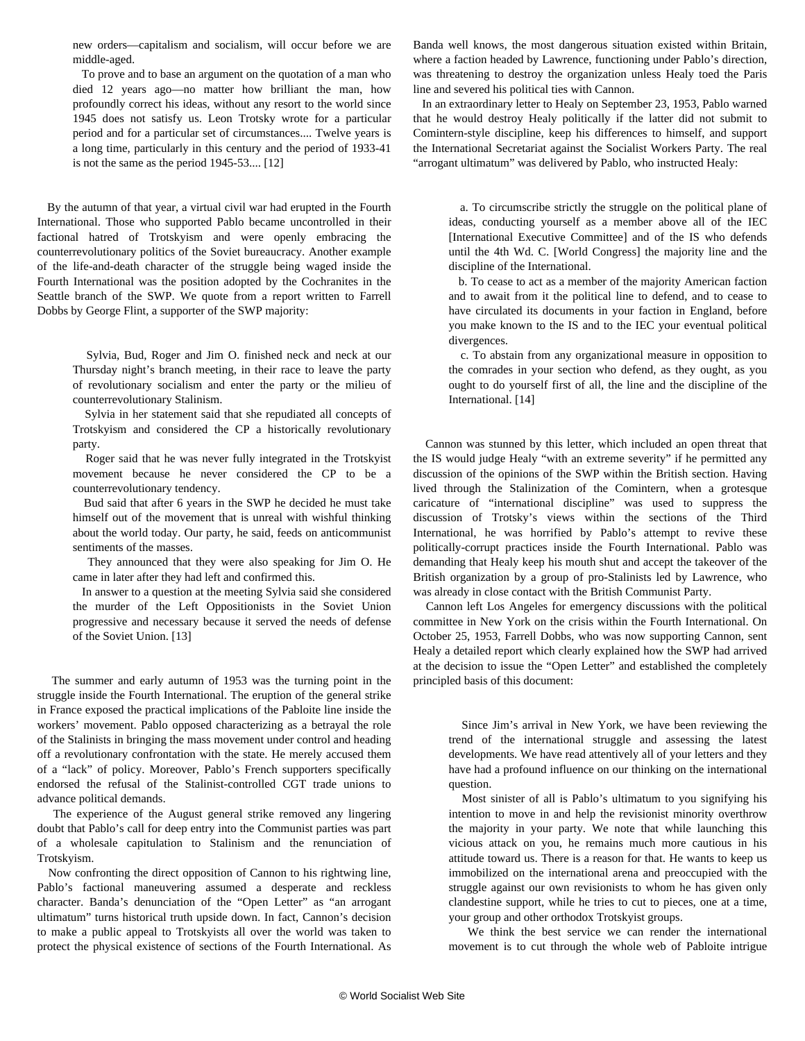> new orders—capitalism and socialism, will occur before we are middle-aged.
>
> To prove and to base an argument on the quotation of a man who died 12 years ago—no matter how brilliant the man, how profoundly correct his ideas, without any resort to the world since 1945 does not satisfy us. Leon Trotsky wrote for a particular period and for a particular set of circumstances.... Twelve years is a long time, particularly in this century and the period of 1933-41 is not the same as the period 1945-53.... [12]

By the autumn of that year, a virtual civil war had erupted in the Fourth International. Those who supported Pablo became uncontrolled in their factional hatred of Trotskyism and were openly embracing the counterrevolutionary politics of the Soviet bureaucracy. Another example of the life-and-death character of the struggle being waged inside the Fourth International was the position adopted by the Cochranites in the Seattle branch of the SWP. We quote from a report written to Farrell Dobbs by George Flint, a supporter of the SWP majority:

> Sylvia, Bud, Roger and Jim O. finished neck and neck at our Thursday night's branch meeting, in their race to leave the party of revolutionary socialism and enter the party or the milieu of counterrevolutionary Stalinism.
>
> Sylvia in her statement said that she repudiated all concepts of Trotskyism and considered the CP a historically revolutionary party.
>
> Roger said that he was never fully integrated in the Trotskyist movement because he never considered the CP to be a counterrevolutionary tendency.
>
> Bud said that after 6 years in the SWP he decided he must take himself out of the movement that is unreal with wishful thinking about the world today. Our party, he said, feeds on anticommunist sentiments of the masses.
>
> They announced that they were also speaking for Jim O. He came in later after they had left and confirmed this.
>
> In answer to a question at the meeting Sylvia said she considered the murder of the Left Oppositionists in the Soviet Union progressive and necessary because it served the needs of defense of the Soviet Union. [13]

The summer and early autumn of 1953 was the turning point in the struggle inside the Fourth International. The eruption of the general strike in France exposed the practical implications of the Pabloite line inside the workers' movement. Pablo opposed characterizing as a betrayal the role of the Stalinists in bringing the mass movement under control and heading off a revolutionary confrontation with the state. He merely accused them of a "lack" of policy. Moreover, Pablo's French supporters specifically endorsed the refusal of the Stalinist-controlled CGT trade unions to advance political demands.

The experience of the August general strike removed any lingering doubt that Pablo's call for deep entry into the Communist parties was part of a wholesale capitulation to Stalinism and the renunciation of Trotskyism.

Now confronting the direct opposition of Cannon to his rightwing line, Pablo's factional maneuvering assumed a desperate and reckless character. Banda's denunciation of the "Open Letter" as "an arrogant ultimatum" turns historical truth upside down. In fact, Cannon's decision to make a public appeal to Trotskyists all over the world was taken to protect the physical existence of sections of the Fourth International. As Banda well knows, the most dangerous situation existed within Britain, where a faction headed by Lawrence, functioning under Pablo's direction, was threatening to destroy the organization unless Healy toed the Paris line and severed his political ties with Cannon.

In an extraordinary letter to Healy on September 23, 1953, Pablo warned that he would destroy Healy politically if the latter did not submit to Comintern-style discipline, keep his differences to himself, and support the International Secretariat against the Socialist Workers Party. The real "arrogant ultimatum" was delivered by Pablo, who instructed Healy:

> a. To circumscribe strictly the struggle on the political plane of ideas, conducting yourself as a member above all of the IEC [International Executive Committee] and of the IS who defends until the 4th Wd. C. [World Congress] the majority line and the discipline of the International.
>
> b. To cease to act as a member of the majority American faction and to await from it the political line to defend, and to cease to have circulated its documents in your faction in England, before you make known to the IS and to the IEC your eventual political divergences.
>
> c. To abstain from any organizational measure in opposition to the comrades in your section who defend, as they ought, as you ought to do yourself first of all, the line and the discipline of the International. [14]

Cannon was stunned by this letter, which included an open threat that the IS would judge Healy "with an extreme severity" if he permitted any discussion of the opinions of the SWP within the British section. Having lived through the Stalinization of the Comintern, when a grotesque caricature of "international discipline" was used to suppress the discussion of Trotsky's views within the sections of the Third International, he was horrified by Pablo's attempt to revive these politically-corrupt practices inside the Fourth International. Pablo was demanding that Healy keep his mouth shut and accept the takeover of the British organization by a group of pro-Stalinists led by Lawrence, who was already in close contact with the British Communist Party.

Cannon left Los Angeles for emergency discussions with the political committee in New York on the crisis within the Fourth International. On October 25, 1953, Farrell Dobbs, who was now supporting Cannon, sent Healy a detailed report which clearly explained how the SWP had arrived at the decision to issue the "Open Letter" and established the completely principled basis of this document:

> Since Jim's arrival in New York, we have been reviewing the trend of the international struggle and assessing the latest developments. We have read attentively all of your letters and they have had a profound influence on our thinking on the international question.
>
> Most sinister of all is Pablo's ultimatum to you signifying his intention to move in and help the revisionist minority overthrow the majority in your party. We note that while launching this vicious attack on you, he remains much more cautious in his attitude toward us. There is a reason for that. He wants to keep us immobilized on the international arena and preoccupied with the struggle against our own revisionists to whom he has given only clandestine support, while he tries to cut to pieces, one at a time, your group and other orthodox Trotskyist groups.
>
> We think the best service we can render the international movement is to cut through the whole web of Pabloite intrigue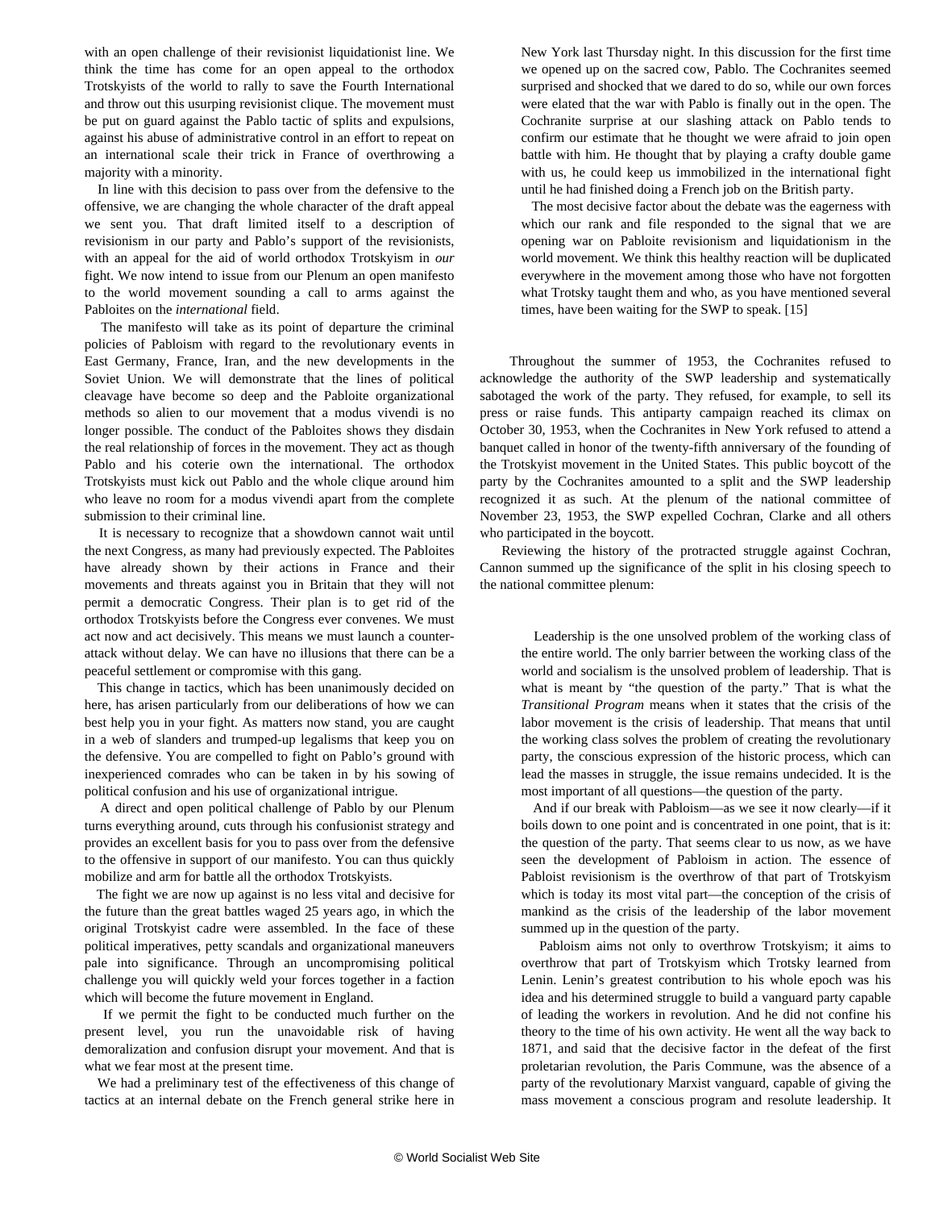with an open challenge of their revisionist liquidationist line. We think the time has come for an open appeal to the orthodox Trotskyists of the world to rally to save the Fourth International and throw out this usurping revisionist clique. The movement must be put on guard against the Pablo tactic of splits and expulsions, against his abuse of administrative control in an effort to repeat on an international scale their trick in France of overthrowing a majority with a minority.

In line with this decision to pass over from the defensive to the offensive, we are changing the whole character of the draft appeal we sent you. That draft limited itself to a description of revisionism in our party and Pablo's support of the revisionists, with an appeal for the aid of world orthodox Trotskyism in *our* fight. We now intend to issue from our Plenum an open manifesto to the world movement sounding a call to arms against the Pabloites on the *international* field.

The manifesto will take as its point of departure the criminal policies of Pabloism with regard to the revolutionary events in East Germany, France, Iran, and the new developments in the Soviet Union. We will demonstrate that the lines of political cleavage have become so deep and the Pabloite organizational methods so alien to our movement that a modus vivendi is no longer possible. The conduct of the Pabloites shows they disdain the real relationship of forces in the movement. They act as though Pablo and his coterie own the international. The orthodox Trotskyists must kick out Pablo and the whole clique around him who leave no room for a modus vivendi apart from the complete submission to their criminal line.

It is necessary to recognize that a showdown cannot wait until the next Congress, as many had previously expected. The Pabloites have already shown by their actions in France and their movements and threats against you in Britain that they will not permit a democratic Congress. Their plan is to get rid of the orthodox Trotskyists before the Congress ever convenes. We must act now and act decisively. This means we must launch a counter-attack without delay. We can have no illusions that there can be a peaceful settlement or compromise with this gang.

This change in tactics, which has been unanimously decided on here, has arisen particularly from our deliberations of how we can best help you in your fight. As matters now stand, you are caught in a web of slanders and trumped-up legalisms that keep you on the defensive. You are compelled to fight on Pablo's ground with inexperienced comrades who can be taken in by his sowing of political confusion and his use of organizational intrigue.

A direct and open political challenge of Pablo by our Plenum turns everything around, cuts through his confusionist strategy and provides an excellent basis for you to pass over from the defensive to the offensive in support of our manifesto. You can thus quickly mobilize and arm for battle all the orthodox Trotskyists.

The fight we are now up against is no less vital and decisive for the future than the great battles waged 25 years ago, in which the original Trotskyist cadre were assembled. In the face of these political imperatives, petty scandals and organizational maneuvers pale into significance. Through an uncompromising political challenge you will quickly weld your forces together in a faction which will become the future movement in England.

If we permit the fight to be conducted much further on the present level, you run the unavoidable risk of having demoralization and confusion disrupt your movement. And that is what we fear most at the present time.

We had a preliminary test of the effectiveness of this change of tactics at an internal debate on the French general strike here in New York last Thursday night. In this discussion for the first time we opened up on the sacred cow, Pablo. The Cochranites seemed surprised and shocked that we dared to do so, while our own forces were elated that the war with Pablo is finally out in the open. The Cochranite surprise at our slashing attack on Pablo tends to confirm our estimate that he thought we were afraid to join open battle with him. He thought that by playing a crafty double game with us, he could keep us immobilized in the international fight until he had finished doing a French job on the British party.

The most decisive factor about the debate was the eagerness with which our rank and file responded to the signal that we are opening war on Pabloite revisionism and liquidationism in the world movement. We think this healthy reaction will be duplicated everywhere in the movement among those who have not forgotten what Trotsky taught them and who, as you have mentioned several times, have been waiting for the SWP to speak. [15]

Throughout the summer of 1953, the Cochranites refused to acknowledge the authority of the SWP leadership and systematically sabotaged the work of the party. They refused, for example, to sell its press or raise funds. This antiparty campaign reached its climax on October 30, 1953, when the Cochranites in New York refused to attend a banquet called in honor of the twenty-fifth anniversary of the founding of the Trotskyist movement in the United States. This public boycott of the party by the Cochranites amounted to a split and the SWP leadership recognized it as such. At the plenum of the national committee of November 23, 1953, the SWP expelled Cochran, Clarke and all others who participated in the boycott.

Reviewing the history of the protracted struggle against Cochran, Cannon summed up the significance of the split in his closing speech to the national committee plenum:

> Leadership is the one unsolved problem of the working class of the entire world. The only barrier between the working class of the world and socialism is the unsolved problem of leadership. That is what is meant by "the question of the party." That is what the *Transitional Program* means when it states that the crisis of the labor movement is the crisis of leadership. That means that until the working class solves the problem of creating the revolutionary party, the conscious expression of the historic process, which can lead the masses in struggle, the issue remains undecided. It is the most important of all questions—the question of the party.
>
> And if our break with Pabloism—as we see it now clearly—if it boils down to one point and is concentrated in one point, that is it: the question of the party. That seems clear to us now, as we have seen the development of Pabloism in action. The essence of Pabloist revisionism is the overthrow of that part of Trotskyism which is today its most vital part—the conception of the crisis of mankind as the crisis of the leadership of the labor movement summed up in the question of the party.
>
> Pabloism aims not only to overthrow Trotskyism; it aims to overthrow that part of Trotskyism which Trotsky learned from Lenin. Lenin's greatest contribution to his whole epoch was his idea and his determined struggle to build a vanguard party capable of leading the workers in revolution. And he did not confine his theory to the time of his own activity. He went all the way back to 1871, and said that the decisive factor in the defeat of the first proletarian revolution, the Paris Commune, was the absence of a party of the revolutionary Marxist vanguard, capable of giving the mass movement a conscious program and resolute leadership. It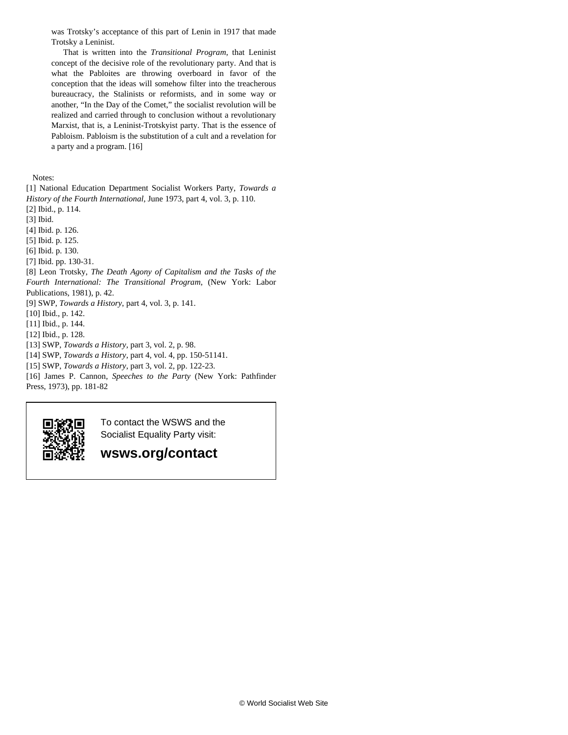> was Trotsky's acceptance of this part of Lenin in 1917 that made Trotsky a Leninist.
>
> That is written into the *Transitional Program*, that Leninist concept of the decisive role of the revolutionary party. And that is what the Pabloites are throwing overboard in favor of the conception that the ideas will somehow filter into the treacherous bureaucracy, the Stalinists or reformists, and in some way or another, "In the Day of the Comet," the socialist revolution will be realized and carried through to conclusion without a revolutionary Marxist, that is, a Leninist-Trotskyist party. That is the essence of Pabloism. Pabloism is the substitution of a cult and a revelation for a party and a program. [16]

Notes:

[1] National Education Department Socialist Workers Party, *Towards a History of the Fourth International*, June 1973, part 4, vol. 3, p. 110.
[2] Ibid., p. 114.
[3] Ibid.
[4] Ibid. p. 126.
[5] Ibid. p. 125.
[6] Ibid. p. 130.
[7] Ibid. pp. 130-31.
[8] Leon Trotsky, *The Death Agony of Capitalism and the Tasks of the Fourth International: The Transitional Program*, (New York: Labor Publications, 1981), p. 42.
[9] SWP, *Towards a History*, part 4, vol. 3, p. 141.
[10] Ibid., p. 142.
[11] Ibid., p. 144.
[12] Ibid., p. 128.
[13] SWP, *Towards a History*, part 3, vol. 2, p. 98.
[14] SWP, *Towards a History*, part 4, vol. 4, pp. 150-51141.
[15] SWP, *Towards a History*, part 3, vol. 2, pp. 122-23.
[16] James P. Cannon, *Speeches to the Party* (New York: Pathfinder Press, 1973), pp. 181-82

To contact the WSWS and the Socialist Equality Party visit:

**wsws.org/contact**